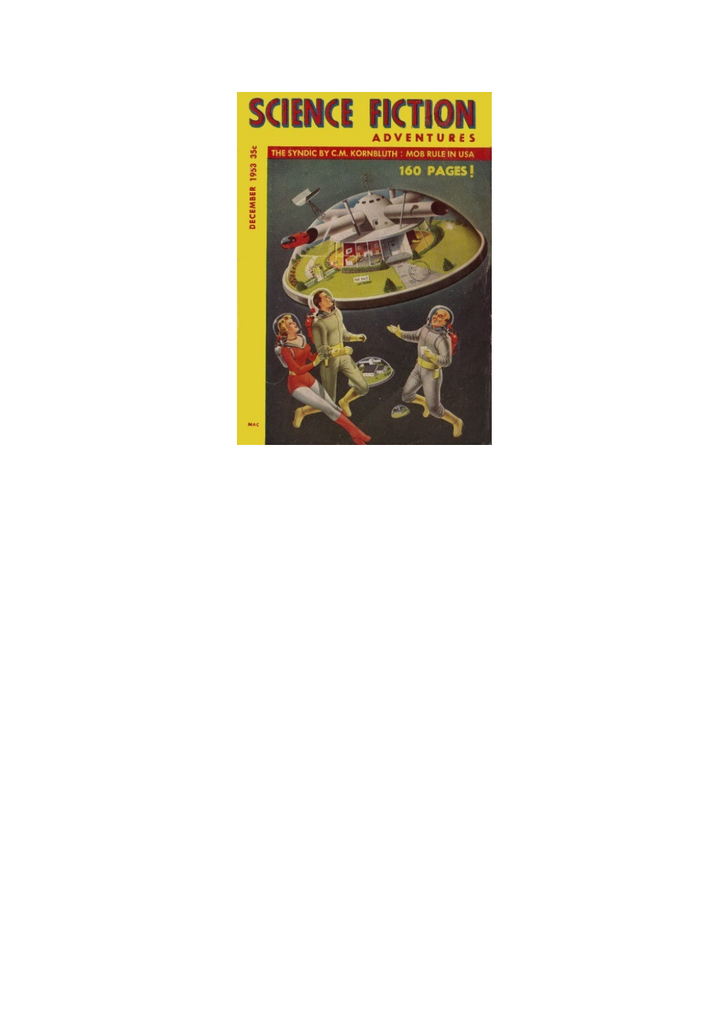# SCIENCE FICTION

## ADVENTURES

DECEMBER 1953 35c

THE SYNDIC BY C.M. KORNBLUTH : MOB RULE IN USA

160 PAGES!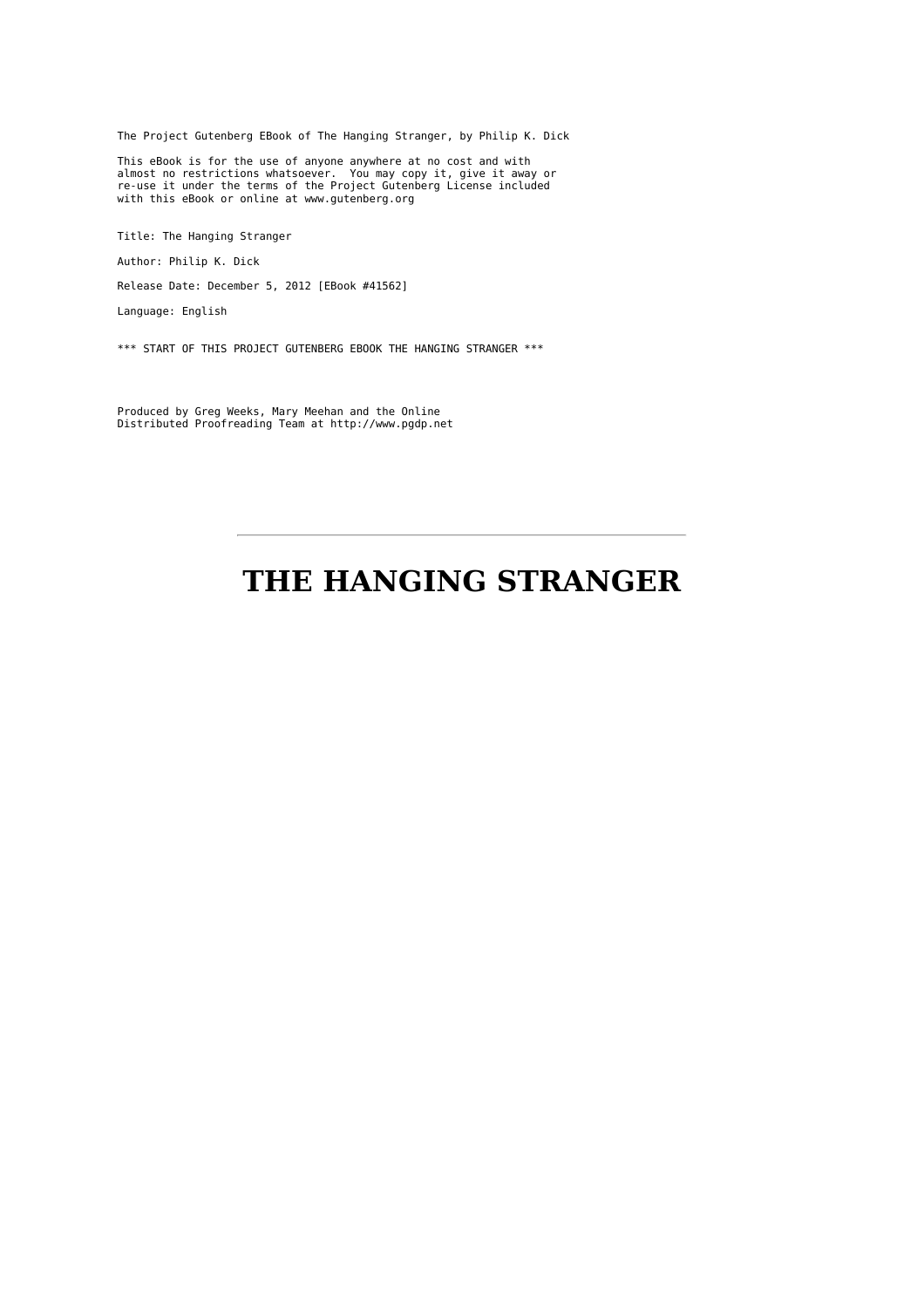The Project Gutenberg EBook of The Hanging Stranger, by Philip K. Dick

This eBook is for the use of anyone anywhere at no cost and with almost no restrictions whatsoever. You may copy it, give it away or re-use it under the terms of the Project Gutenberg License included with this eBook or online at www.gutenberg.org

Title: The Hanging Stranger

Author: Philip K. Dick

Release Date: December 5, 2012 [EBook #41562]

Language: English

*** START OF THIS PROJECT GUTENBERG EBOOK THE HANGING STRANGER ***

Produced by Greg Weeks, Mary Meehan and the Online Distributed Proofreading Team at http://www.pgdp.net

---

# THE HANGING STRANGER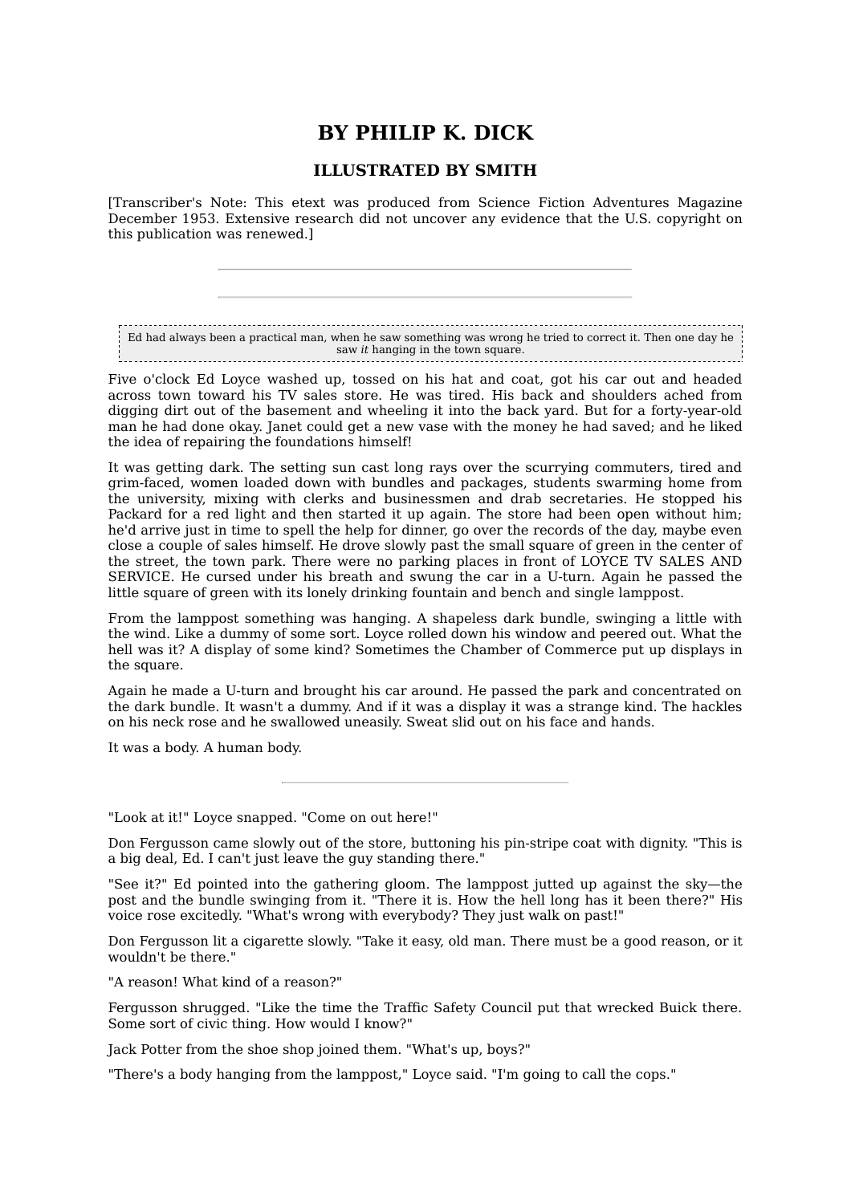## BY PHILIP K. DICK

### ILLUSTRATED BY SMITH

[Transcriber's Note: This etext was produced from Science Fiction Adventures Magazine December 1953. Extensive research did not uncover any evidence that the U.S. copyright on this publication was renewed.]

---

---

> Ed had always been a practical man, when he saw something was wrong he tried to correct it. Then one day he saw *it* hanging in the town square.

Five o'clock Ed Loyce washed up, tossed on his hat and coat, got his car out and headed across town toward his TV sales store. He was tired. His back and shoulders ached from digging dirt out of the basement and wheeling it into the back yard. But for a forty-year-old man he had done okay. Janet could get a new vase with the money he had saved; and he liked the idea of repairing the foundations himself!

It was getting dark. The setting sun cast long rays over the scurrying commuters, tired and grim-faced, women loaded down with bundles and packages, students swarming home from the university, mixing with clerks and businessmen and drab secretaries. He stopped his Packard for a red light and then started it up again. The store had been open without him; he'd arrive just in time to spell the help for dinner, go over the records of the day, maybe even close a couple of sales himself. He drove slowly past the small square of green in the center of the street, the town park. There were no parking places in front of LOYCE TV SALES AND SERVICE. He cursed under his breath and swung the car in a U-turn. Again he passed the little square of green with its lonely drinking fountain and bench and single lamppost.

From the lamppost something was hanging. A shapeless dark bundle, swinging a little with the wind. Like a dummy of some sort. Loyce rolled down his window and peered out. What the hell was it? A display of some kind? Sometimes the Chamber of Commerce put up displays in the square.

Again he made a U-turn and brought his car around. He passed the park and concentrated on the dark bundle. It wasn't a dummy. And if it was a display it was a strange kind. The hackles on his neck rose and he swallowed uneasily. Sweat slid out on his face and hands.

It was a body. A human body.

---

"Look at it!" Loyce snapped. "Come on out here!"

Don Fergusson came slowly out of the store, buttoning his pin-stripe coat with dignity. "This is a big deal, Ed. I can't just leave the guy standing there."

"See it?" Ed pointed into the gathering gloom. The lamppost jutted up against the sky—the post and the bundle swinging from it. "There it is. How the hell long has it been there?" His voice rose excitedly. "What's wrong with everybody? They just walk on past!"

Don Fergusson lit a cigarette slowly. "Take it easy, old man. There must be a good reason, or it wouldn't be there."

"A reason! What kind of a reason?"

Fergusson shrugged. "Like the time the Traffic Safety Council put that wrecked Buick there. Some sort of civic thing. How would I know?"

Jack Potter from the shoe shop joined them. "What's up, boys?"

"There's a body hanging from the lamppost," Loyce said. "I'm going to call the cops."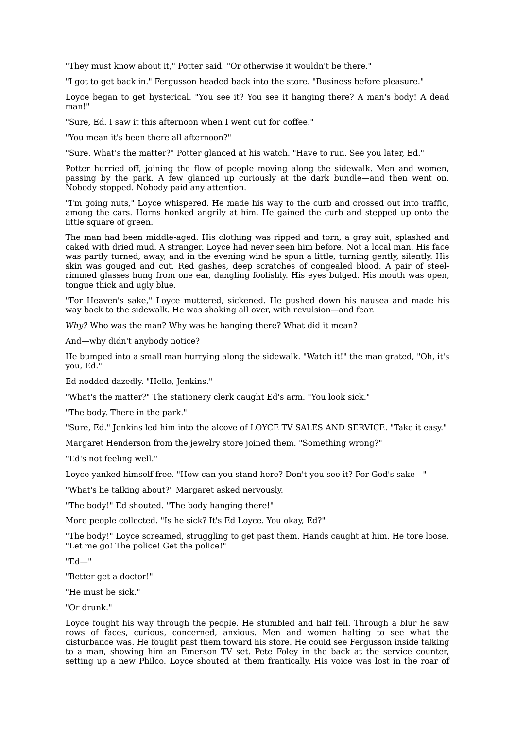"They must know about it," Potter said. "Or otherwise it wouldn't be there."

"I got to get back in." Fergusson headed back into the store. "Business before pleasure."

Loyce began to get hysterical. "You see it? You see it hanging there? A man's body! A dead man!"

"Sure, Ed. I saw it this afternoon when I went out for coffee."

"You mean it's been there all afternoon?"

"Sure. What's the matter?" Potter glanced at his watch. "Have to run. See you later, Ed."

Potter hurried off, joining the flow of people moving along the sidewalk. Men and women, passing by the park. A few glanced up curiously at the dark bundle—and then went on. Nobody stopped. Nobody paid any attention.

"I'm going nuts," Loyce whispered. He made his way to the curb and crossed out into traffic, among the cars. Horns honked angrily at him. He gained the curb and stepped up onto the little square of green.

The man had been middle-aged. His clothing was ripped and torn, a gray suit, splashed and caked with dried mud. A stranger. Loyce had never seen him before. Not a local man. His face was partly turned, away, and in the evening wind he spun a little, turning gently, silently. His skin was gouged and cut. Red gashes, deep scratches of congealed blood. A pair of steel-rimmed glasses hung from one ear, dangling foolishly. His eyes bulged. His mouth was open, tongue thick and ugly blue.

"For Heaven's sake," Loyce muttered, sickened. He pushed down his nausea and made his way back to the sidewalk. He was shaking all over, with revulsion—and fear.

*Why?* Who was the man? Why was he hanging there? What did it mean?

And—why didn't anybody notice?

He bumped into a small man hurrying along the sidewalk. "Watch it!" the man grated, "Oh, it's you, Ed."

Ed nodded dazedly. "Hello, Jenkins."

"What's the matter?" The stationery clerk caught Ed's arm. "You look sick."

"The body. There in the park."

"Sure, Ed." Jenkins led him into the alcove of LOYCE TV SALES AND SERVICE. "Take it easy."

Margaret Henderson from the jewelry store joined them. "Something wrong?"

"Ed's not feeling well."

Loyce yanked himself free. "How can you stand here? Don't you see it? For God's sake—"

"What's he talking about?" Margaret asked nervously.

"The body!" Ed shouted. "The body hanging there!"

More people collected. "Is he sick? It's Ed Loyce. You okay, Ed?"

"The body!" Loyce screamed, struggling to get past them. Hands caught at him. He tore loose. "Let me go! The police! Get the police!"

"Ed—"

"Better get a doctor!"

"He must be sick."

"Or drunk."

Loyce fought his way through the people. He stumbled and half fell. Through a blur he saw rows of faces, curious, concerned, anxious. Men and women halting to see what the disturbance was. He fought past them toward his store. He could see Fergusson inside talking to a man, showing him an Emerson TV set. Pete Foley in the back at the service counter, setting up a new Philco. Loyce shouted at them frantically. His voice was lost in the roar of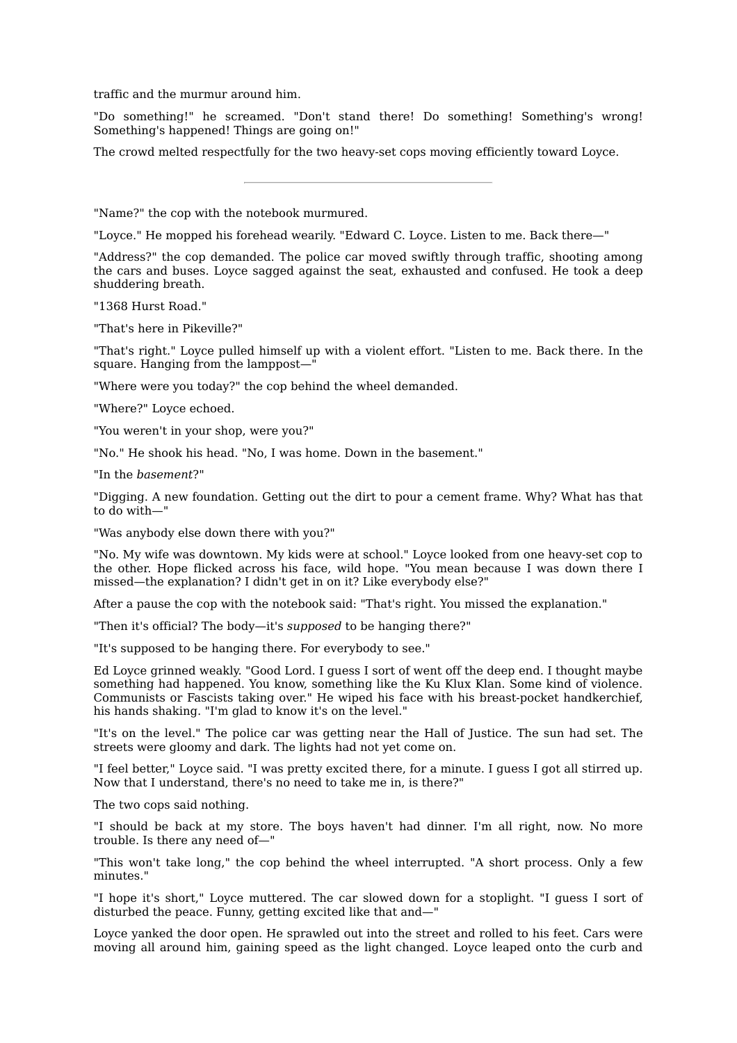traffic and the murmur around him.

"Do something!" he screamed. "Don't stand there! Do something! Something's wrong! Something's happened! Things are going on!"

The crowd melted respectfully for the two heavy-set cops moving efficiently toward Loyce.

---

"Name?" the cop with the notebook murmured.

"Loyce." He mopped his forehead wearily. "Edward C. Loyce. Listen to me. Back there—"

"Address?" the cop demanded. The police car moved swiftly through traffic, shooting among the cars and buses. Loyce sagged against the seat, exhausted and confused. He took a deep shuddering breath.

"1368 Hurst Road."

"That's here in Pikeville?"

"That's right." Loyce pulled himself up with a violent effort. "Listen to me. Back there. In the square. Hanging from the lamppost—"

"Where were you today?" the cop behind the wheel demanded.

"Where?" Loyce echoed.

"You weren't in your shop, were you?"

"No." He shook his head. "No, I was home. Down in the basement."

"In the *basement*?"

"Digging. A new foundation. Getting out the dirt to pour a cement frame. Why? What has that to do with—"

"Was anybody else down there with you?"

"No. My wife was downtown. My kids were at school." Loyce looked from one heavy-set cop to the other. Hope flicked across his face, wild hope. "You mean because I was down there I missed—the explanation? I didn't get in on it? Like everybody else?"

After a pause the cop with the notebook said: "That's right. You missed the explanation."

"Then it's official? The body—it's *supposed* to be hanging there?"

"It's supposed to be hanging there. For everybody to see."

Ed Loyce grinned weakly. "Good Lord. I guess I sort of went off the deep end. I thought maybe something had happened. You know, something like the Ku Klux Klan. Some kind of violence. Communists or Fascists taking over." He wiped his face with his breast-pocket handkerchief, his hands shaking. "I'm glad to know it's on the level."

"It's on the level." The police car was getting near the Hall of Justice. The sun had set. The streets were gloomy and dark. The lights had not yet come on.

"I feel better," Loyce said. "I was pretty excited there, for a minute. I guess I got all stirred up. Now that I understand, there's no need to take me in, is there?"

The two cops said nothing.

"I should be back at my store. The boys haven't had dinner. I'm all right, now. No more trouble. Is there any need of—"

"This won't take long," the cop behind the wheel interrupted. "A short process. Only a few minutes."

"I hope it's short," Loyce muttered. The car slowed down for a stoplight. "I guess I sort of disturbed the peace. Funny, getting excited like that and—"

Loyce yanked the door open. He sprawled out into the street and rolled to his feet. Cars were moving all around him, gaining speed as the light changed. Loyce leaped onto the curb and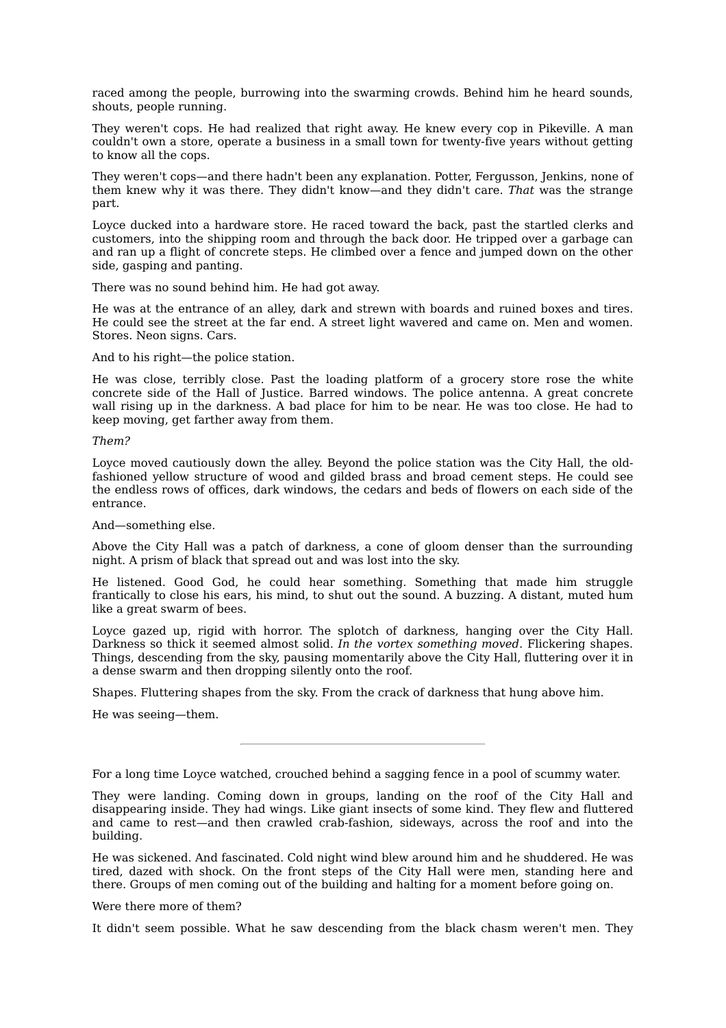raced among the people, burrowing into the swarming crowds. Behind him he heard sounds, shouts, people running.

They weren't cops. He had realized that right away. He knew every cop in Pikeville. A man couldn't own a store, operate a business in a small town for twenty-five years without getting to know all the cops.

They weren't cops—and there hadn't been any explanation. Potter, Fergusson, Jenkins, none of them knew why it was there. They didn't know—and they didn't care. *That* was the strange part.

Loyce ducked into a hardware store. He raced toward the back, past the startled clerks and customers, into the shipping room and through the back door. He tripped over a garbage can and ran up a flight of concrete steps. He climbed over a fence and jumped down on the other side, gasping and panting.

There was no sound behind him. He had got away.

He was at the entrance of an alley, dark and strewn with boards and ruined boxes and tires. He could see the street at the far end. A street light wavered and came on. Men and women. Stores. Neon signs. Cars.

And to his right—the police station.

He was close, terribly close. Past the loading platform of a grocery store rose the white concrete side of the Hall of Justice. Barred windows. The police antenna. A great concrete wall rising up in the darkness. A bad place for him to be near. He was too close. He had to keep moving, get farther away from them.

*Them?*

Loyce moved cautiously down the alley. Beyond the police station was the City Hall, the old-fashioned yellow structure of wood and gilded brass and broad cement steps. He could see the endless rows of offices, dark windows, the cedars and beds of flowers on each side of the entrance.

And—something else.

Above the City Hall was a patch of darkness, a cone of gloom denser than the surrounding night. A prism of black that spread out and was lost into the sky.

He listened. Good God, he could hear something. Something that made him struggle frantically to close his ears, his mind, to shut out the sound. A buzzing. A distant, muted hum like a great swarm of bees.

Loyce gazed up, rigid with horror. The splotch of darkness, hanging over the City Hall. Darkness so thick it seemed almost solid. *In the vortex something moved.* Flickering shapes. Things, descending from the sky, pausing momentarily above the City Hall, fluttering over it in a dense swarm and then dropping silently onto the roof.

Shapes. Fluttering shapes from the sky. From the crack of darkness that hung above him.

He was seeing—them.

---

For a long time Loyce watched, crouched behind a sagging fence in a pool of scummy water.

They were landing. Coming down in groups, landing on the roof of the City Hall and disappearing inside. They had wings. Like giant insects of some kind. They flew and fluttered and came to rest—and then crawled crab-fashion, sideways, across the roof and into the building.

He was sickened. And fascinated. Cold night wind blew around him and he shuddered. He was tired, dazed with shock. On the front steps of the City Hall were men, standing here and there. Groups of men coming out of the building and halting for a moment before going on.

Were there more of them?

It didn't seem possible. What he saw descending from the black chasm weren't men. They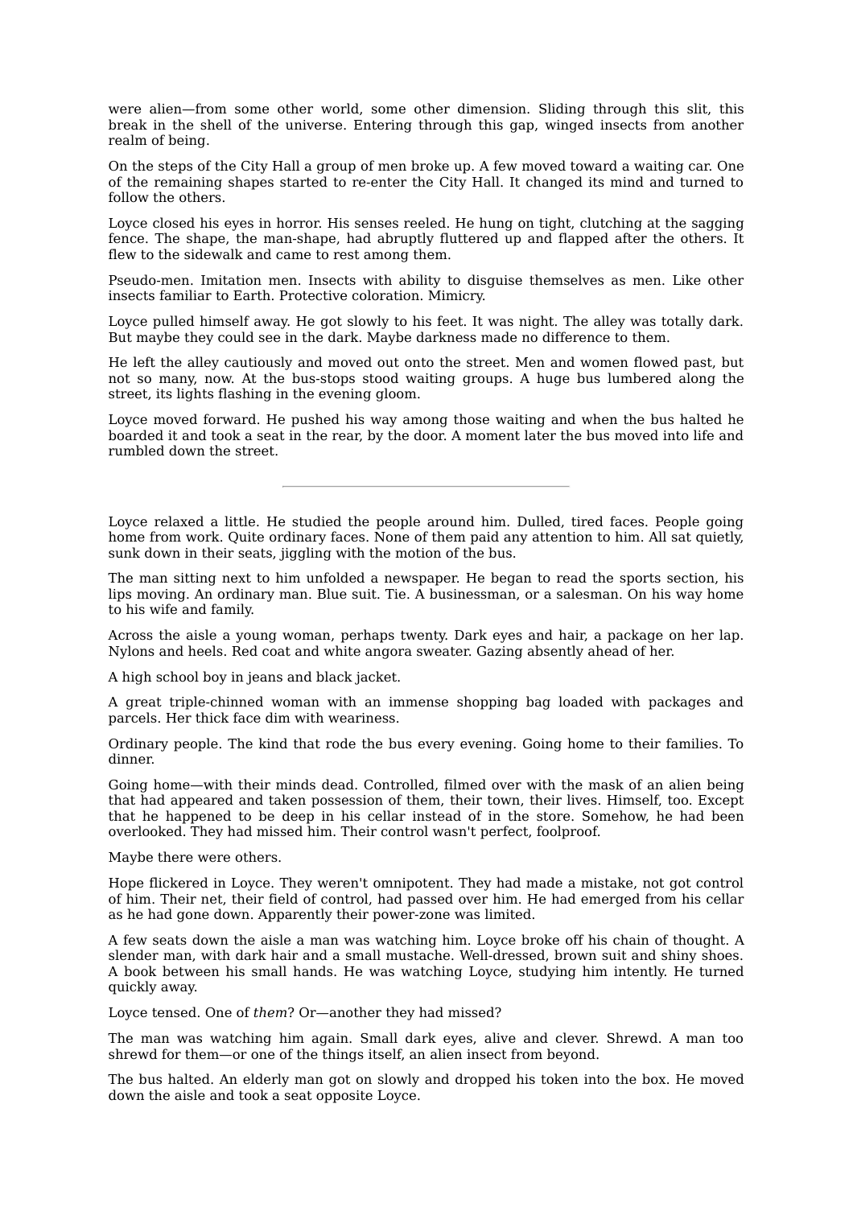were alien—from some other world, some other dimension. Sliding through this slit, this break in the shell of the universe. Entering through this gap, winged insects from another realm of being.

On the steps of the City Hall a group of men broke up. A few moved toward a waiting car. One of the remaining shapes started to re-enter the City Hall. It changed its mind and turned to follow the others.

Loyce closed his eyes in horror. His senses reeled. He hung on tight, clutching at the sagging fence. The shape, the man-shape, had abruptly fluttered up and flapped after the others. It flew to the sidewalk and came to rest among them.

Pseudo-men. Imitation men. Insects with ability to disguise themselves as men. Like other insects familiar to Earth. Protective coloration. Mimicry.

Loyce pulled himself away. He got slowly to his feet. It was night. The alley was totally dark. But maybe they could see in the dark. Maybe darkness made no difference to them.

He left the alley cautiously and moved out onto the street. Men and women flowed past, but not so many, now. At the bus-stops stood waiting groups. A huge bus lumbered along the street, its lights flashing in the evening gloom.

Loyce moved forward. He pushed his way among those waiting and when the bus halted he boarded it and took a seat in the rear, by the door. A moment later the bus moved into life and rumbled down the street.

---

Loyce relaxed a little. He studied the people around him. Dulled, tired faces. People going home from work. Quite ordinary faces. None of them paid any attention to him. All sat quietly, sunk down in their seats, jiggling with the motion of the bus.

The man sitting next to him unfolded a newspaper. He began to read the sports section, his lips moving. An ordinary man. Blue suit. Tie. A businessman, or a salesman. On his way home to his wife and family.

Across the aisle a young woman, perhaps twenty. Dark eyes and hair, a package on her lap. Nylons and heels. Red coat and white angora sweater. Gazing absently ahead of her.

A high school boy in jeans and black jacket.

A great triple-chinned woman with an immense shopping bag loaded with packages and parcels. Her thick face dim with weariness.

Ordinary people. The kind that rode the bus every evening. Going home to their families. To dinner.

Going home—with their minds dead. Controlled, filmed over with the mask of an alien being that had appeared and taken possession of them, their town, their lives. Himself, too. Except that he happened to be deep in his cellar instead of in the store. Somehow, he had been overlooked. They had missed him. Their control wasn't perfect, foolproof.

Maybe there were others.

Hope flickered in Loyce. They weren't omnipotent. They had made a mistake, not got control of him. Their net, their field of control, had passed over him. He had emerged from his cellar as he had gone down. Apparently their power-zone was limited.

A few seats down the aisle a man was watching him. Loyce broke off his chain of thought. A slender man, with dark hair and a small mustache. Well-dressed, brown suit and shiny shoes. A book between his small hands. He was watching Loyce, studying him intently. He turned quickly away.

Loyce tensed. One of *them*? Or—another they had missed?

The man was watching him again. Small dark eyes, alive and clever. Shrewd. A man too shrewd for them—or one of the things itself, an alien insect from beyond.

The bus halted. An elderly man got on slowly and dropped his token into the box. He moved down the aisle and took a seat opposite Loyce.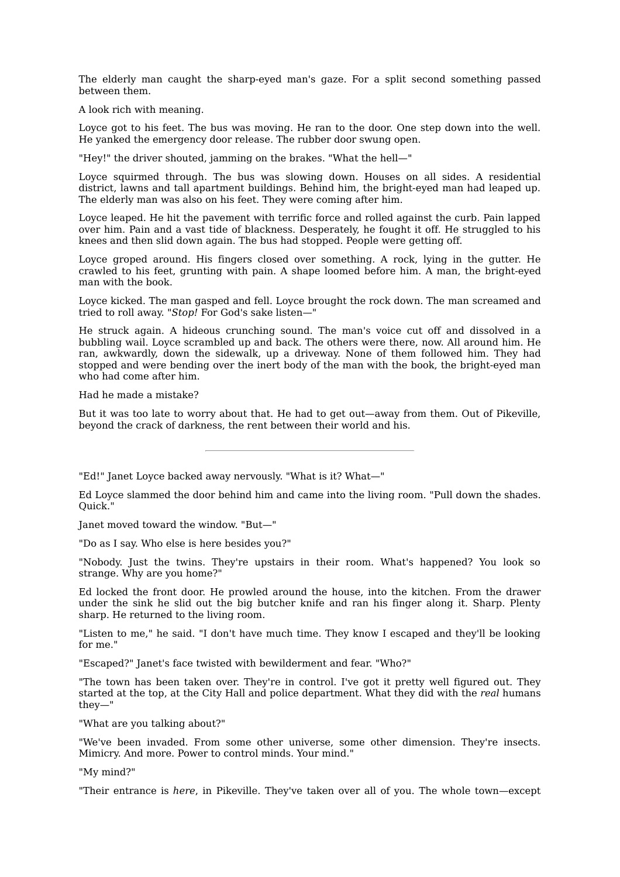The elderly man caught the sharp-eyed man's gaze. For a split second something passed between them.

A look rich with meaning.

Loyce got to his feet. The bus was moving. He ran to the door. One step down into the well. He yanked the emergency door release. The rubber door swung open.

"Hey!" the driver shouted, jamming on the brakes. "What the hell—"

Loyce squirmed through. The bus was slowing down. Houses on all sides. A residential district, lawns and tall apartment buildings. Behind him, the bright-eyed man had leaped up. The elderly man was also on his feet. They were coming after him.

Loyce leaped. He hit the pavement with terrific force and rolled against the curb. Pain lapped over him. Pain and a vast tide of blackness. Desperately, he fought it off. He struggled to his knees and then slid down again. The bus had stopped. People were getting off.

Loyce groped around. His fingers closed over something. A rock, lying in the gutter. He crawled to his feet, grunting with pain. A shape loomed before him. A man, the bright-eyed man with the book.

Loyce kicked. The man gasped and fell. Loyce brought the rock down. The man screamed and tried to roll away. "*Stop!* For God's sake listen—"

He struck again. A hideous crunching sound. The man's voice cut off and dissolved in a bubbling wail. Loyce scrambled up and back. The others were there, now. All around him. He ran, awkwardly, down the sidewalk, up a driveway. None of them followed him. They had stopped and were bending over the inert body of the man with the book, the bright-eyed man who had come after him.

Had he made a mistake?

But it was too late to worry about that. He had to get out—away from them. Out of Pikeville, beyond the crack of darkness, the rent between their world and his.

---

"Ed!" Janet Loyce backed away nervously. "What is it? What—"

Ed Loyce slammed the door behind him and came into the living room. "Pull down the shades. Quick."

Janet moved toward the window. "But—"

"Do as I say. Who else is here besides you?"

"Nobody. Just the twins. They're upstairs in their room. What's happened? You look so strange. Why are you home?"

Ed locked the front door. He prowled around the house, into the kitchen. From the drawer under the sink he slid out the big butcher knife and ran his finger along it. Sharp. Plenty sharp. He returned to the living room.

"Listen to me," he said. "I don't have much time. They know I escaped and they'll be looking for me."

"Escaped?" Janet's face twisted with bewilderment and fear. "Who?"

"The town has been taken over. They're in control. I've got it pretty well figured out. They started at the top, at the City Hall and police department. What they did with the *real* humans they—"

"What are you talking about?"

"We've been invaded. From some other universe, some other dimension. They're insects. Mimicry. And more. Power to control minds. Your mind."

"My mind?"

"Their entrance is *here*, in Pikeville. They've taken over all of you. The whole town—except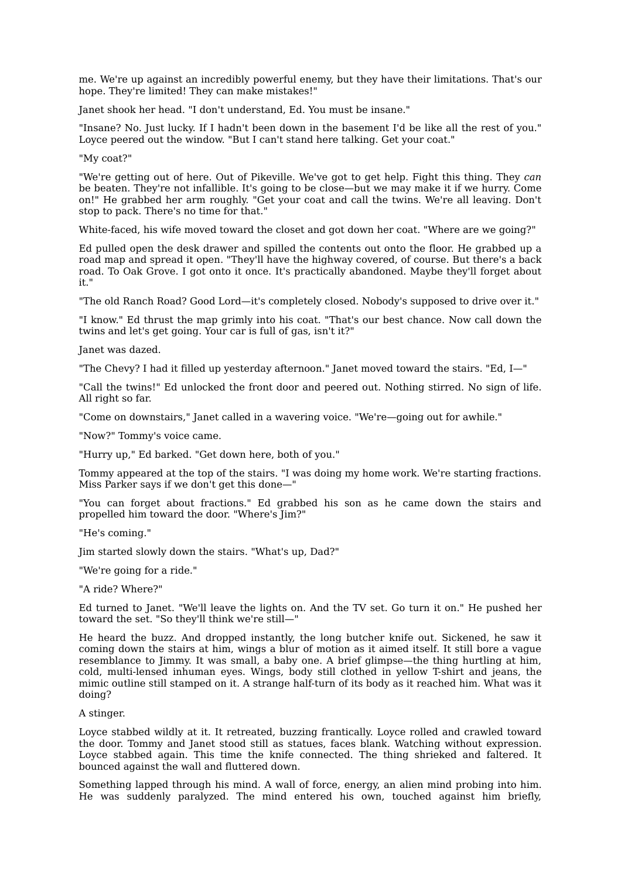me. We're up against an incredibly powerful enemy, but they have their limitations. That's our hope. They're limited! They can make mistakes!"

Janet shook her head. "I don't understand, Ed. You must be insane."

"Insane? No. Just lucky. If I hadn't been down in the basement I'd be like all the rest of you." Loyce peered out the window. "But I can't stand here talking. Get your coat."

"My coat?"

"We're getting out of here. Out of Pikeville. We've got to get help. Fight this thing. They *can* be beaten. They're not infallible. It's going to be close—but we may make it if we hurry. Come on!" He grabbed her arm roughly. "Get your coat and call the twins. We're all leaving. Don't stop to pack. There's no time for that."

White-faced, his wife moved toward the closet and got down her coat. "Where are we going?"

Ed pulled open the desk drawer and spilled the contents out onto the floor. He grabbed up a road map and spread it open. "They'll have the highway covered, of course. But there's a back road. To Oak Grove. I got onto it once. It's practically abandoned. Maybe they'll forget about it."

"The old Ranch Road? Good Lord—it's completely closed. Nobody's supposed to drive over it."

"I know." Ed thrust the map grimly into his coat. "That's our best chance. Now call down the twins and let's get going. Your car is full of gas, isn't it?"

Janet was dazed.

"The Chevy? I had it filled up yesterday afternoon." Janet moved toward the stairs. "Ed, I—"

"Call the twins!" Ed unlocked the front door and peered out. Nothing stirred. No sign of life. All right so far.

"Come on downstairs," Janet called in a wavering voice. "We're—going out for awhile."

"Now?" Tommy's voice came.

"Hurry up," Ed barked. "Get down here, both of you."

Tommy appeared at the top of the stairs. "I was doing my home work. We're starting fractions. Miss Parker says if we don't get this done—"

"You can forget about fractions." Ed grabbed his son as he came down the stairs and propelled him toward the door. "Where's Jim?"

"He's coming."

Jim started slowly down the stairs. "What's up, Dad?"

"We're going for a ride."

"A ride? Where?"

Ed turned to Janet. "We'll leave the lights on. And the TV set. Go turn it on." He pushed her toward the set. "So they'll think we're still—"

He heard the buzz. And dropped instantly, the long butcher knife out. Sickened, he saw it coming down the stairs at him, wings a blur of motion as it aimed itself. It still bore a vague resemblance to Jimmy. It was small, a baby one. A brief glimpse—the thing hurtling at him, cold, multi-lensed inhuman eyes. Wings, body still clothed in yellow T-shirt and jeans, the mimic outline still stamped on it. A strange half-turn of its body as it reached him. What was it doing?

A stinger.

Loyce stabbed wildly at it. It retreated, buzzing frantically. Loyce rolled and crawled toward the door. Tommy and Janet stood still as statues, faces blank. Watching without expression. Loyce stabbed again. This time the knife connected. The thing shrieked and faltered. It bounced against the wall and fluttered down.

Something lapped through his mind. A wall of force, energy, an alien mind probing into him. He was suddenly paralyzed. The mind entered his own, touched against him briefly,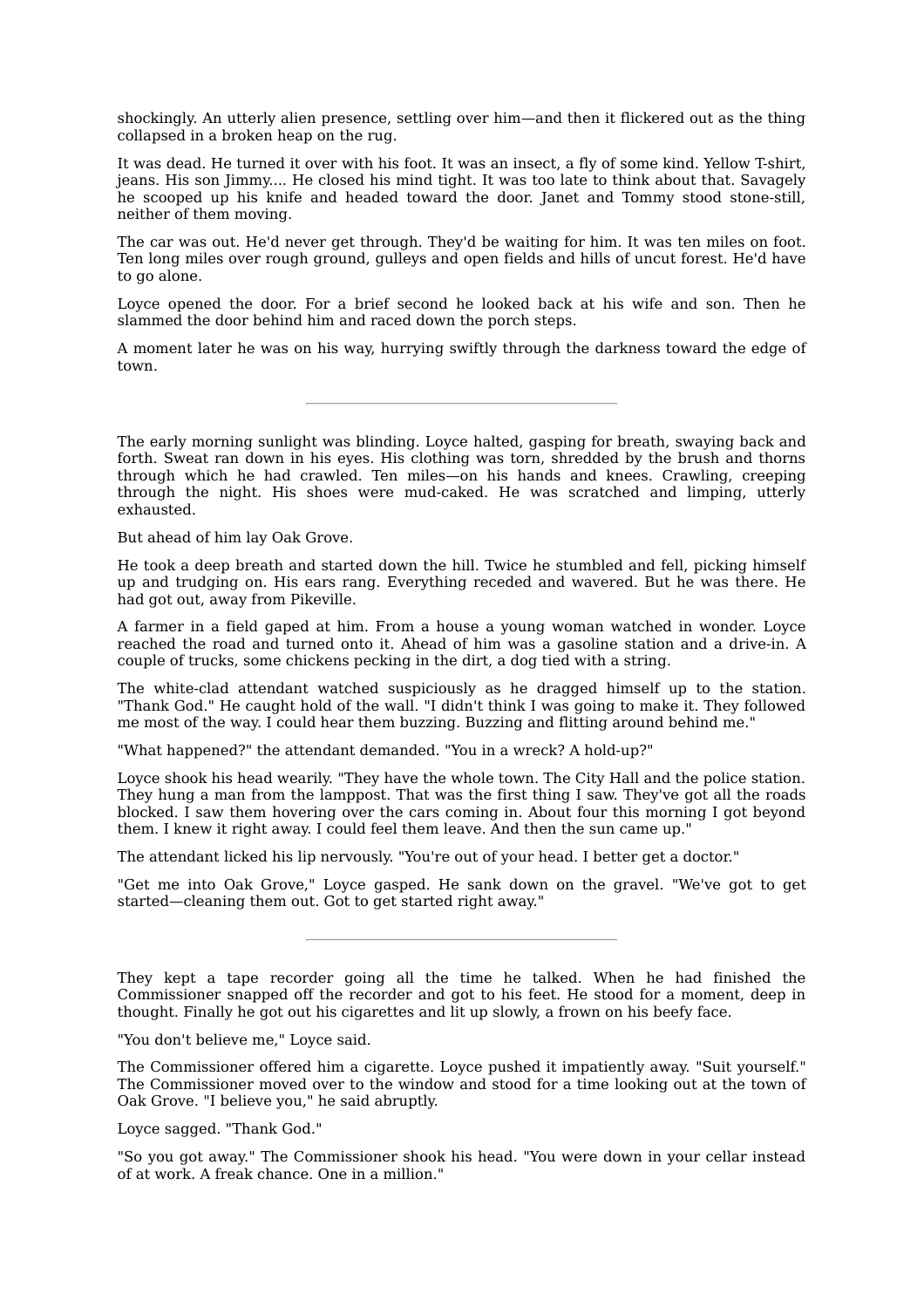shockingly. An utterly alien presence, settling over him—and then it flickered out as the thing collapsed in a broken heap on the rug.

It was dead. He turned it over with his foot. It was an insect, a fly of some kind. Yellow T-shirt, jeans. His son Jimmy.... He closed his mind tight. It was too late to think about that. Savagely he scooped up his knife and headed toward the door. Janet and Tommy stood stone-still, neither of them moving.

The car was out. He'd never get through. They'd be waiting for him. It was ten miles on foot. Ten long miles over rough ground, gulleys and open fields and hills of uncut forest. He'd have to go alone.

Loyce opened the door. For a brief second he looked back at his wife and son. Then he slammed the door behind him and raced down the porch steps.

A moment later he was on his way, hurrying swiftly through the darkness toward the edge of town.

---

The early morning sunlight was blinding. Loyce halted, gasping for breath, swaying back and forth. Sweat ran down in his eyes. His clothing was torn, shredded by the brush and thorns through which he had crawled. Ten miles—on his hands and knees. Crawling, creeping through the night. His shoes were mud-caked. He was scratched and limping, utterly exhausted.

But ahead of him lay Oak Grove.

He took a deep breath and started down the hill. Twice he stumbled and fell, picking himself up and trudging on. His ears rang. Everything receded and wavered. But he was there. He had got out, away from Pikeville.

A farmer in a field gaped at him. From a house a young woman watched in wonder. Loyce reached the road and turned onto it. Ahead of him was a gasoline station and a drive-in. A couple of trucks, some chickens pecking in the dirt, a dog tied with a string.

The white-clad attendant watched suspiciously as he dragged himself up to the station. "Thank God." He caught hold of the wall. "I didn't think I was going to make it. They followed me most of the way. I could hear them buzzing. Buzzing and flitting around behind me."

"What happened?" the attendant demanded. "You in a wreck? A hold-up?"

Loyce shook his head wearily. "They have the whole town. The City Hall and the police station. They hung a man from the lamppost. That was the first thing I saw. They've got all the roads blocked. I saw them hovering over the cars coming in. About four this morning I got beyond them. I knew it right away. I could feel them leave. And then the sun came up."

The attendant licked his lip nervously. "You're out of your head. I better get a doctor."

"Get me into Oak Grove," Loyce gasped. He sank down on the gravel. "We've got to get started—cleaning them out. Got to get started right away."

---

They kept a tape recorder going all the time he talked. When he had finished the Commissioner snapped off the recorder and got to his feet. He stood for a moment, deep in thought. Finally he got out his cigarettes and lit up slowly, a frown on his beefy face.

"You don't believe me," Loyce said.

The Commissioner offered him a cigarette. Loyce pushed it impatiently away. "Suit yourself." The Commissioner moved over to the window and stood for a time looking out at the town of Oak Grove. "I believe you," he said abruptly.

Loyce sagged. "Thank God."

"So you got away." The Commissioner shook his head. "You were down in your cellar instead of at work. A freak chance. One in a million."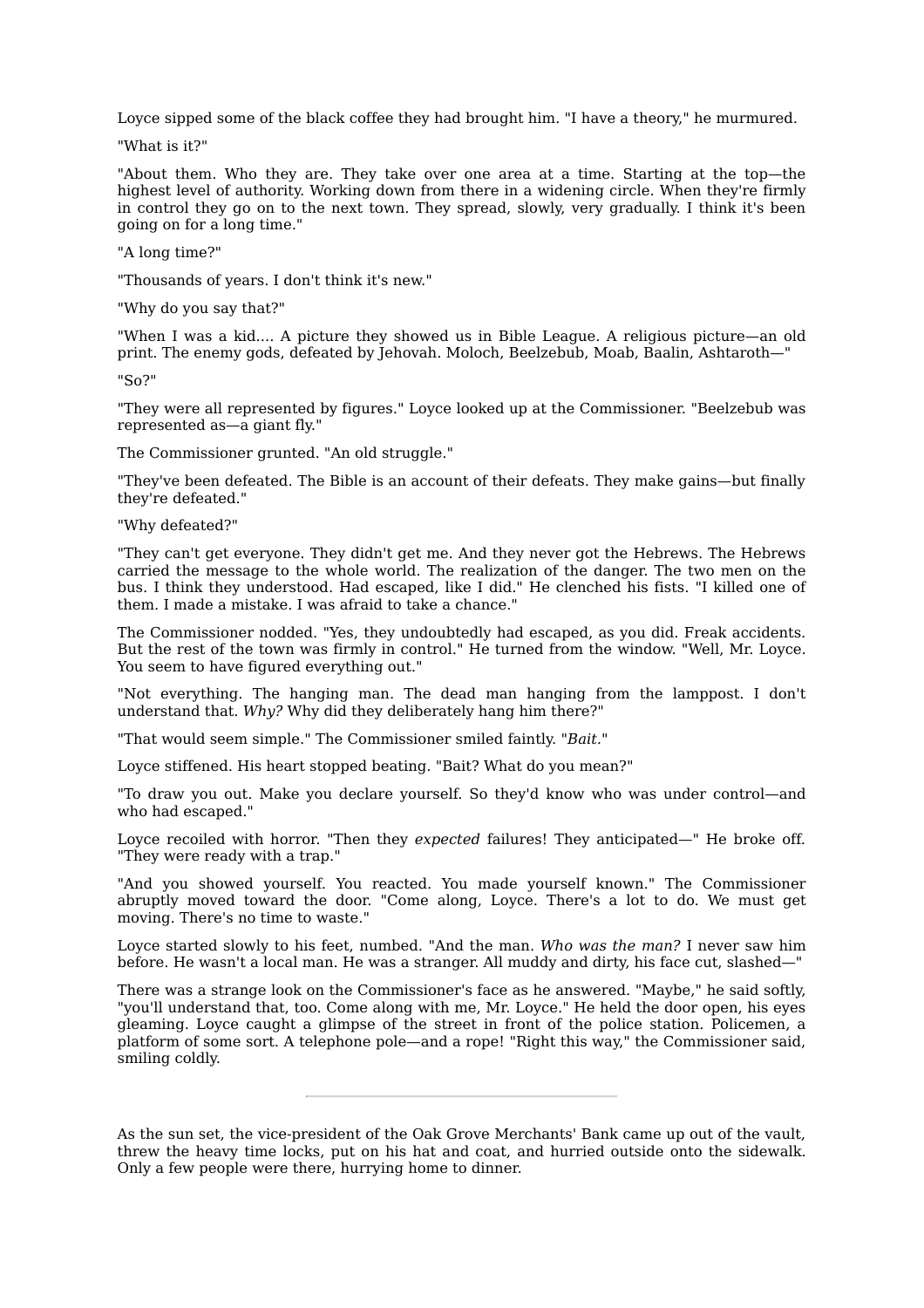Loyce sipped some of the black coffee they had brought him. "I have a theory," he murmured.

"What is it?"

"About them. Who they are. They take over one area at a time. Starting at the top—the highest level of authority. Working down from there in a widening circle. When they're firmly in control they go on to the next town. They spread, slowly, very gradually. I think it's been going on for a long time."

"A long time?"

"Thousands of years. I don't think it's new."

"Why do you say that?"

"When I was a kid.... A picture they showed us in Bible League. A religious picture—an old print. The enemy gods, defeated by Jehovah. Moloch, Beelzebub, Moab, Baalin, Ashtaroth—"

"So?"

"They were all represented by figures." Loyce looked up at the Commissioner. "Beelzebub was represented as—a giant fly."

The Commissioner grunted. "An old struggle."

"They've been defeated. The Bible is an account of their defeats. They make gains—but finally they're defeated."

"Why defeated?"

"They can't get everyone. They didn't get me. And they never got the Hebrews. The Hebrews carried the message to the whole world. The realization of the danger. The two men on the bus. I think they understood. Had escaped, like I did." He clenched his fists. "I killed one of them. I made a mistake. I was afraid to take a chance."

The Commissioner nodded. "Yes, they undoubtedly had escaped, as you did. Freak accidents. But the rest of the town was firmly in control." He turned from the window. "Well, Mr. Loyce. You seem to have figured everything out."

"Not everything. The hanging man. The dead man hanging from the lamppost. I don't understand that. *Why?* Why did they deliberately hang him there?"

"That would seem simple." The Commissioner smiled faintly. "*Bait.*"

Loyce stiffened. His heart stopped beating. "Bait? What do you mean?"

"To draw you out. Make you declare yourself. So they'd know who was under control—and who had escaped."

Loyce recoiled with horror. "Then they *expected* failures! They anticipated—" He broke off. "They were ready with a trap."

"And you showed yourself. You reacted. You made yourself known." The Commissioner abruptly moved toward the door. "Come along, Loyce. There's a lot to do. We must get moving. There's no time to waste."

Loyce started slowly to his feet, numbed. "And the man. *Who was the man?* I never saw him before. He wasn't a local man. He was a stranger. All muddy and dirty, his face cut, slashed—"

There was a strange look on the Commissioner's face as he answered. "Maybe," he said softly, "you'll understand that, too. Come along with me, Mr. Loyce." He held the door open, his eyes gleaming. Loyce caught a glimpse of the street in front of the police station. Policemen, a platform of some sort. A telephone pole—and a rope! "Right this way," the Commissioner said, smiling coldly.

---

As the sun set, the vice-president of the Oak Grove Merchants' Bank came up out of the vault, threw the heavy time locks, put on his hat and coat, and hurried outside onto the sidewalk. Only a few people were there, hurrying home to dinner.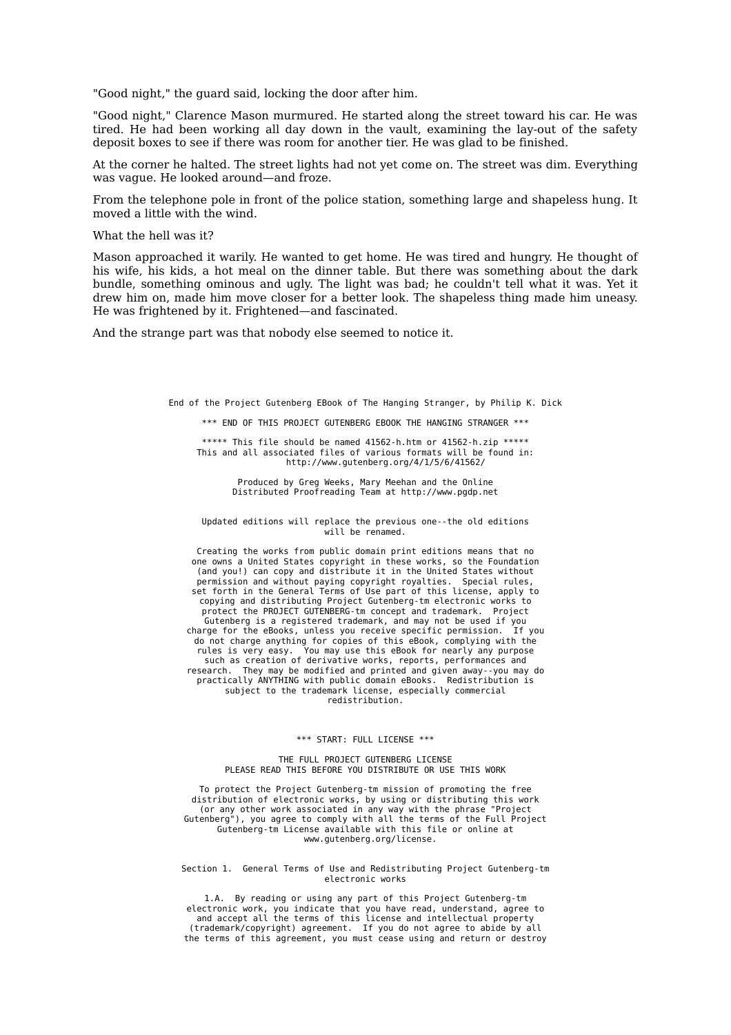"Good night," the guard said, locking the door after him.

"Good night," Clarence Mason murmured. He started along the street toward his car. He was tired. He had been working all day down in the vault, examining the lay-out of the safety deposit boxes to see if there was room for another tier. He was glad to be finished.

At the corner he halted. The street lights had not yet come on. The street was dim. Everything was vague. He looked around—and froze.

From the telephone pole in front of the police station, something large and shapeless hung. It moved a little with the wind.

What the hell was it?

Mason approached it warily. He wanted to get home. He was tired and hungry. He thought of his wife, his kids, a hot meal on the dinner table. But there was something about the dark bundle, something ominous and ugly. The light was bad; he couldn't tell what it was. Yet it drew him on, made him move closer for a better look. The shapeless thing made him uneasy. He was frightened by it. Frightened—and fascinated.

And the strange part was that nobody else seemed to notice it.

```
End of the Project Gutenberg EBook of The Hanging Stranger, by Philip K. Dick

*** END OF THIS PROJECT GUTENBERG EBOOK THE HANGING STRANGER ***

***** This file should be named 41562-h.htm or 41562-h.zip *****
This and all associated files of various formats will be found in:
        http://www.gutenberg.org/4/1/5/6/41562/

Produced by Greg Weeks, Mary Meehan and the Online
Distributed Proofreading Team at http://www.pgdp.net


Updated editions will replace the previous one--the old editions
will be renamed.

Creating the works from public domain print editions means that no
one owns a United States copyright in these works, so the Foundation
(and you!) can copy and distribute it in the United States without
permission and without paying copyright royalties.  Special rules,
set forth in the General Terms of Use part of this license, apply to
copying and distributing Project Gutenberg-tm electronic works to
protect the PROJECT GUTENBERG-tm concept and trademark.  Project
Gutenberg is a registered trademark, and may not be used if you
charge for the eBooks, unless you receive specific permission.  If you
do not charge anything for copies of this eBook, complying with the
rules is very easy.  You may use this eBook for nearly any purpose
such as creation of derivative works, reports, performances and
research.  They may be modified and printed and given away--you may do
practically ANYTHING with public domain eBooks.  Redistribution is
subject to the trademark license, especially commercial
redistribution.



*** START: FULL LICENSE ***

THE FULL PROJECT GUTENBERG LICENSE
PLEASE READ THIS BEFORE YOU DISTRIBUTE OR USE THIS WORK

To protect the Project Gutenberg-tm mission of promoting the free
distribution of electronic works, by using or distributing this work
(or any other work associated in any way with the phrase "Project
Gutenberg"), you agree to comply with all the terms of the Full Project
Gutenberg-tm License available with this file or online at
www.gutenberg.org/license.


Section 1.  General Terms of Use and Redistributing Project Gutenberg-tm
electronic works

1.A.  By reading or using any part of this Project Gutenberg-tm
electronic work, you indicate that you have read, understand, agree to
and accept all the terms of this license and intellectual property
(trademark/copyright) agreement.  If you do not agree to abide by all
the terms of this agreement, you must cease using and return or destroy
```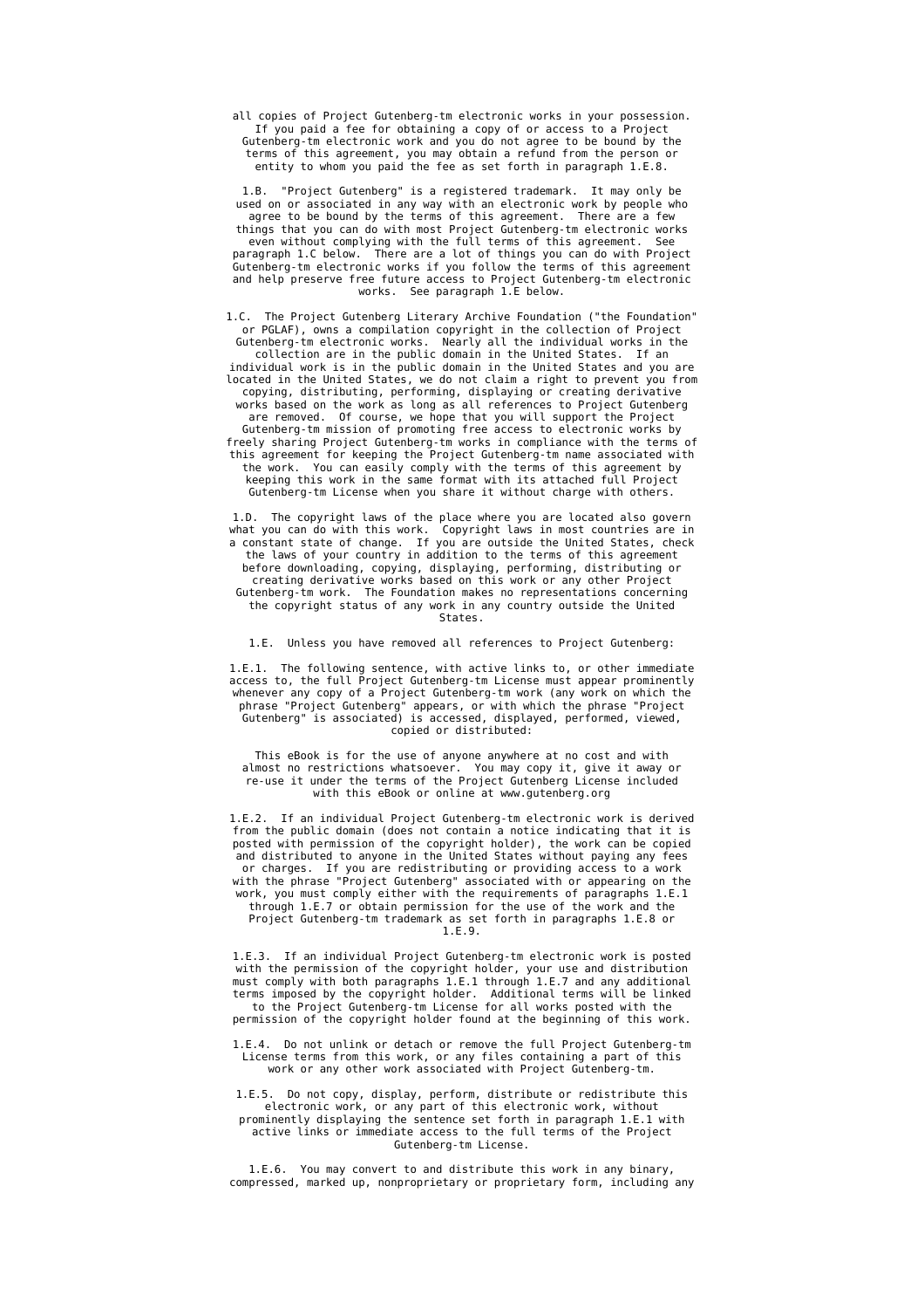all copies of Project Gutenberg-tm electronic works in your possession. If you paid a fee for obtaining a copy of or access to a Project Gutenberg-tm electronic work and you do not agree to be bound by the terms of this agreement, you may obtain a refund from the person or entity to whom you paid the fee as set forth in paragraph 1.E.8.

1.B. "Project Gutenberg" is a registered trademark. It may only be used on or associated in any way with an electronic work by people who agree to be bound by the terms of this agreement. There are a few things that you can do with most Project Gutenberg-tm electronic works even without complying with the full terms of this agreement. See paragraph 1.C below. There are a lot of things you can do with Project Gutenberg-tm electronic works if you follow the terms of this agreement and help preserve free future access to Project Gutenberg-tm electronic works. See paragraph 1.E below.

1.C. The Project Gutenberg Literary Archive Foundation ("the Foundation" or PGLAF), owns a compilation copyright in the collection of Project Gutenberg-tm electronic works. Nearly all the individual works in the collection are in the public domain in the United States. If an individual work is in the public domain in the United States and you are located in the United States, we do not claim a right to prevent you from copying, distributing, performing, displaying or creating derivative works based on the work as long as all references to Project Gutenberg are removed. Of course, we hope that you will support the Project Gutenberg-tm mission of promoting free access to electronic works by freely sharing Project Gutenberg-tm works in compliance with the terms of this agreement for keeping the Project Gutenberg-tm name associated with the work. You can easily comply with the terms of this agreement by keeping this work in the same format with its attached full Project Gutenberg-tm License when you share it without charge with others.

1.D. The copyright laws of the place where you are located also govern what you can do with this work. Copyright laws in most countries are in a constant state of change. If you are outside the United States, check the laws of your country in addition to the terms of this agreement before downloading, copying, displaying, performing, distributing or creating derivative works based on this work or any other Project Gutenberg-tm work. The Foundation makes no representations concerning the copyright status of any work in any country outside the United States.

1.E. Unless you have removed all references to Project Gutenberg:

1.E.1. The following sentence, with active links to, or other immediate access to, the full Project Gutenberg-tm License must appear prominently whenever any copy of a Project Gutenberg-tm work (any work on which the phrase "Project Gutenberg" appears, or with which the phrase "Project Gutenberg" is associated) is accessed, displayed, performed, viewed, copied or distributed:

This eBook is for the use of anyone anywhere at no cost and with almost no restrictions whatsoever. You may copy it, give it away or re-use it under the terms of the Project Gutenberg License included with this eBook or online at www.gutenberg.org

1.E.2. If an individual Project Gutenberg-tm electronic work is derived from the public domain (does not contain a notice indicating that it is posted with permission of the copyright holder), the work can be copied and distributed to anyone in the United States without paying any fees or charges. If you are redistributing or providing access to a work with the phrase "Project Gutenberg" associated with or appearing on the work, you must comply either with the requirements of paragraphs 1.E.1 through 1.E.7 or obtain permission for the use of the work and the Project Gutenberg-tm trademark as set forth in paragraphs 1.E.8 or 1.E.9.

1.E.3. If an individual Project Gutenberg-tm electronic work is posted with the permission of the copyright holder, your use and distribution must comply with both paragraphs 1.E.1 through 1.E.7 and any additional terms imposed by the copyright holder. Additional terms will be linked to the Project Gutenberg-tm License for all works posted with the permission of the copyright holder found at the beginning of this work.

1.E.4. Do not unlink or detach or remove the full Project Gutenberg-tm License terms from this work, or any files containing a part of this work or any other work associated with Project Gutenberg-tm.

1.E.5. Do not copy, display, perform, distribute or redistribute this electronic work, or any part of this electronic work, without prominently displaying the sentence set forth in paragraph 1.E.1 with active links or immediate access to the full terms of the Project Gutenberg-tm License.

1.E.6. You may convert to and distribute this work in any binary, compressed, marked up, nonproprietary or proprietary form, including any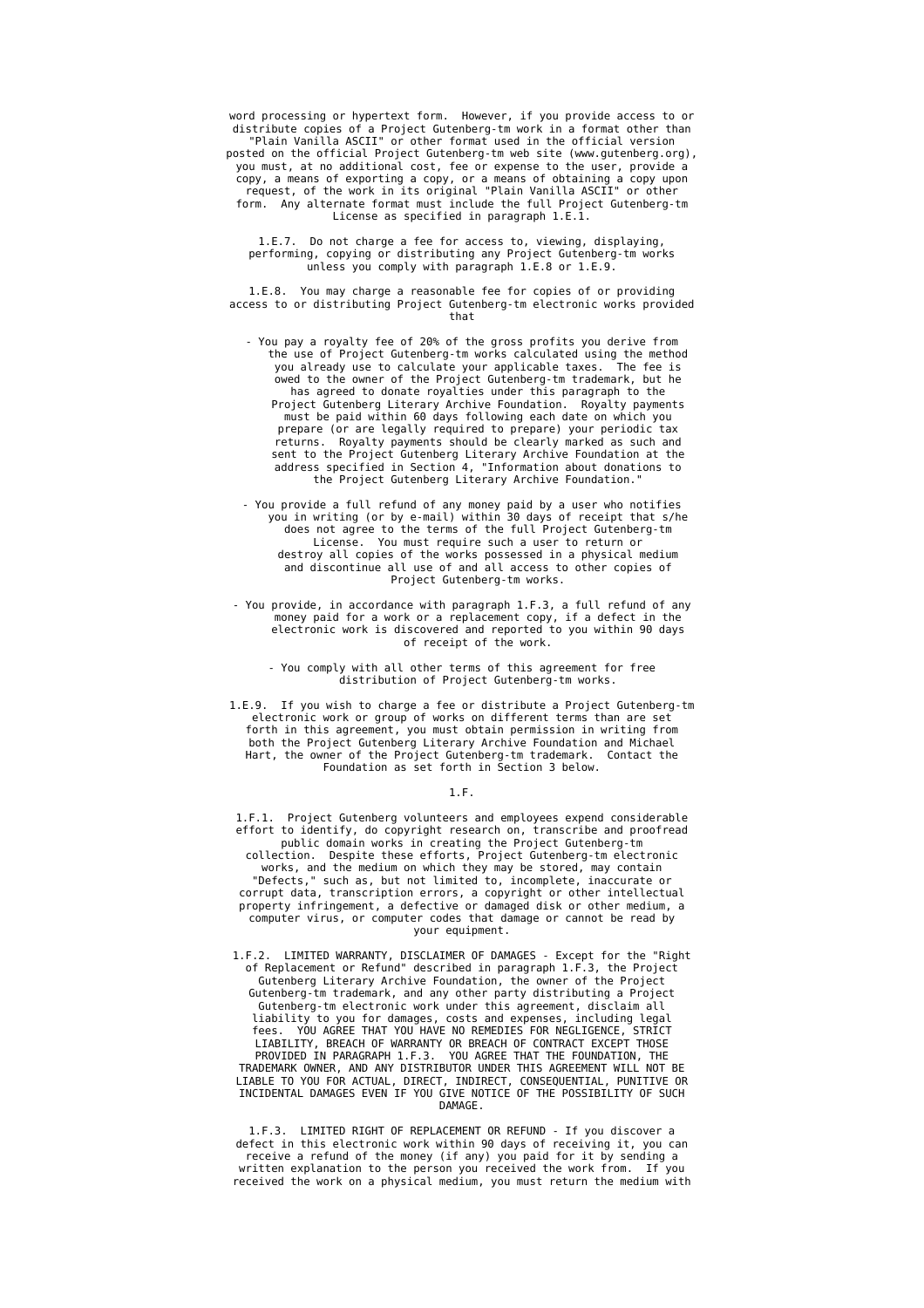word processing or hypertext form. However, if you provide access to or distribute copies of a Project Gutenberg-tm work in a format other than "Plain Vanilla ASCII" or other format used in the official version posted on the official Project Gutenberg-tm web site (www.gutenberg.org), you must, at no additional cost, fee or expense to the user, provide a copy, a means of exporting a copy, or a means of obtaining a copy upon request, of the work in its original "Plain Vanilla ASCII" or other form. Any alternate format must include the full Project Gutenberg-tm License as specified in paragraph 1.E.1.

1.E.7. Do not charge a fee for access to, viewing, displaying, performing, copying or distributing any Project Gutenberg-tm works unless you comply with paragraph 1.E.8 or 1.E.9.

1.E.8. You may charge a reasonable fee for copies of or providing access to or distributing Project Gutenberg-tm electronic works provided that

- You pay a royalty fee of 20% of the gross profits you derive from the use of Project Gutenberg-tm works calculated using the method you already use to calculate your applicable taxes. The fee is owed to the owner of the Project Gutenberg-tm trademark, but he has agreed to donate royalties under this paragraph to the Project Gutenberg Literary Archive Foundation. Royalty payments must be paid within 60 days following each date on which you prepare (or are legally required to prepare) your periodic tax returns. Royalty payments should be clearly marked as such and sent to the Project Gutenberg Literary Archive Foundation at the address specified in Section 4, "Information about donations to the Project Gutenberg Literary Archive Foundation."

- You provide a full refund of any money paid by a user who notifies you in writing (or by e-mail) within 30 days of receipt that s/he does not agree to the terms of the full Project Gutenberg-tm License. You must require such a user to return or destroy all copies of the works possessed in a physical medium and discontinue all use of and all access to other copies of Project Gutenberg-tm works.

- You provide, in accordance with paragraph 1.F.3, a full refund of any money paid for a work or a replacement copy, if a defect in the electronic work is discovered and reported to you within 90 days of receipt of the work.

- You comply with all other terms of this agreement for free distribution of Project Gutenberg-tm works.

1.E.9. If you wish to charge a fee or distribute a Project Gutenberg-tm electronic work or group of works on different terms than are set forth in this agreement, you must obtain permission in writing from both the Project Gutenberg Literary Archive Foundation and Michael Hart, the owner of the Project Gutenberg-tm trademark. Contact the Foundation as set forth in Section 3 below.

1.F.

1.F.1. Project Gutenberg volunteers and employees expend considerable effort to identify, do copyright research on, transcribe and proofread public domain works in creating the Project Gutenberg-tm collection. Despite these efforts, Project Gutenberg-tm electronic works, and the medium on which they may be stored, may contain "Defects," such as, but not limited to, incomplete, inaccurate or corrupt data, transcription errors, a copyright or other intellectual property infringement, a defective or damaged disk or other medium, a computer virus, or computer codes that damage or cannot be read by your equipment.

1.F.2. LIMITED WARRANTY, DISCLAIMER OF DAMAGES - Except for the "Right of Replacement or Refund" described in paragraph 1.F.3, the Project Gutenberg Literary Archive Foundation, the owner of the Project Gutenberg-tm trademark, and any other party distributing a Project Gutenberg-tm electronic work under this agreement, disclaim all liability to you for damages, costs and expenses, including legal fees. YOU AGREE THAT YOU HAVE NO REMEDIES FOR NEGLIGENCE, STRICT LIABILITY, BREACH OF WARRANTY OR BREACH OF CONTRACT EXCEPT THOSE PROVIDED IN PARAGRAPH 1.F.3. YOU AGREE THAT THE FOUNDATION, THE TRADEMARK OWNER, AND ANY DISTRIBUTOR UNDER THIS AGREEMENT WILL NOT BE LIABLE TO YOU FOR ACTUAL, DIRECT, INDIRECT, CONSEQUENTIAL, PUNITIVE OR INCIDENTAL DAMAGES EVEN IF YOU GIVE NOTICE OF THE POSSIBILITY OF SUCH DAMAGE.

1.F.3. LIMITED RIGHT OF REPLACEMENT OR REFUND - If you discover a defect in this electronic work within 90 days of receiving it, you can receive a refund of the money (if any) you paid for it by sending a written explanation to the person you received the work from. If you received the work on a physical medium, you must return the medium with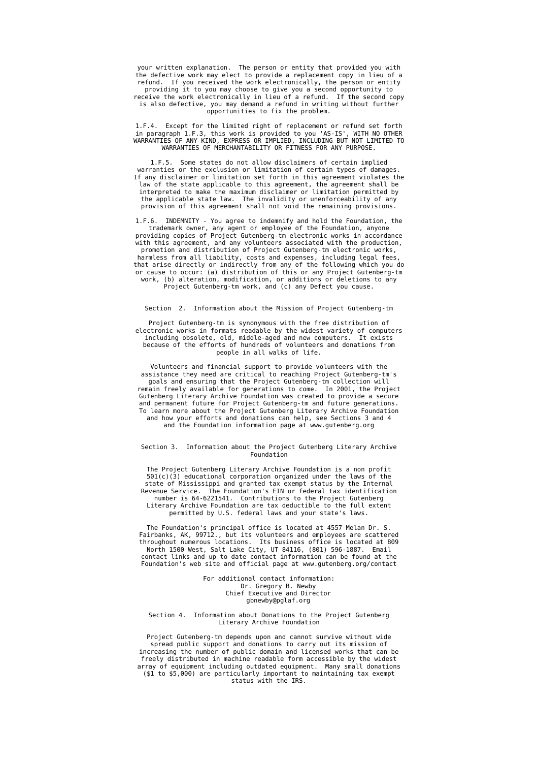your written explanation. The person or entity that provided you with the defective work may elect to provide a replacement copy in lieu of a refund. If you received the work electronically, the person or entity providing it to you may choose to give you a second opportunity to receive the work electronically in lieu of a refund. If the second copy is also defective, you may demand a refund in writing without further opportunities to fix the problem.

1.F.4. Except for the limited right of replacement or refund set forth in paragraph 1.F.3, this work is provided to you 'AS-IS', WITH NO OTHER WARRANTIES OF ANY KIND, EXPRESS OR IMPLIED, INCLUDING BUT NOT LIMITED TO WARRANTIES OF MERCHANTABILITY OR FITNESS FOR ANY PURPOSE.

1.F.5. Some states do not allow disclaimers of certain implied warranties or the exclusion or limitation of certain types of damages. If any disclaimer or limitation set forth in this agreement violates the law of the state applicable to this agreement, the agreement shall be interpreted to make the maximum disclaimer or limitation permitted by the applicable state law. The invalidity or unenforceability of any provision of this agreement shall not void the remaining provisions.

1.F.6. INDEMNITY - You agree to indemnify and hold the Foundation, the trademark owner, any agent or employee of the Foundation, anyone providing copies of Project Gutenberg-tm electronic works in accordance with this agreement, and any volunteers associated with the production, promotion and distribution of Project Gutenberg-tm electronic works, harmless from all liability, costs and expenses, including legal fees, that arise directly or indirectly from any of the following which you do or cause to occur: (a) distribution of this or any Project Gutenberg-tm work, (b) alteration, modification, or additions or deletions to any Project Gutenberg-tm work, and (c) any Defect you cause.

## Section 2. Information about the Mission of Project Gutenberg-tm

Project Gutenberg-tm is synonymous with the free distribution of electronic works in formats readable by the widest variety of computers including obsolete, old, middle-aged and new computers. It exists because of the efforts of hundreds of volunteers and donations from people in all walks of life.

Volunteers and financial support to provide volunteers with the assistance they need are critical to reaching Project Gutenberg-tm's goals and ensuring that the Project Gutenberg-tm collection will remain freely available for generations to come. In 2001, the Project Gutenberg Literary Archive Foundation was created to provide a secure and permanent future for Project Gutenberg-tm and future generations. To learn more about the Project Gutenberg Literary Archive Foundation and how your efforts and donations can help, see Sections 3 and 4 and the Foundation information page at www.gutenberg.org

## Section 3. Information about the Project Gutenberg Literary Archive Foundation

The Project Gutenberg Literary Archive Foundation is a non profit 501(c)(3) educational corporation organized under the laws of the state of Mississippi and granted tax exempt status by the Internal Revenue Service. The Foundation's EIN or federal tax identification number is 64-6221541. Contributions to the Project Gutenberg Literary Archive Foundation are tax deductible to the full extent permitted by U.S. federal laws and your state's laws.

The Foundation's principal office is located at 4557 Melan Dr. S. Fairbanks, AK, 99712., but its volunteers and employees are scattered throughout numerous locations. Its business office is located at 809 North 1500 West, Salt Lake City, UT 84116, (801) 596-1887. Email contact links and up to date contact information can be found at the Foundation's web site and official page at www.gutenberg.org/contact

For additional contact information:
Dr. Gregory B. Newby
Chief Executive and Director
gbnewby@pglaf.org

## Section 4. Information about Donations to the Project Gutenberg Literary Archive Foundation

Project Gutenberg-tm depends upon and cannot survive without wide spread public support and donations to carry out its mission of increasing the number of public domain and licensed works that can be freely distributed in machine readable form accessible by the widest array of equipment including outdated equipment. Many small donations ($1 to $5,000) are particularly important to maintaining tax exempt status with the IRS.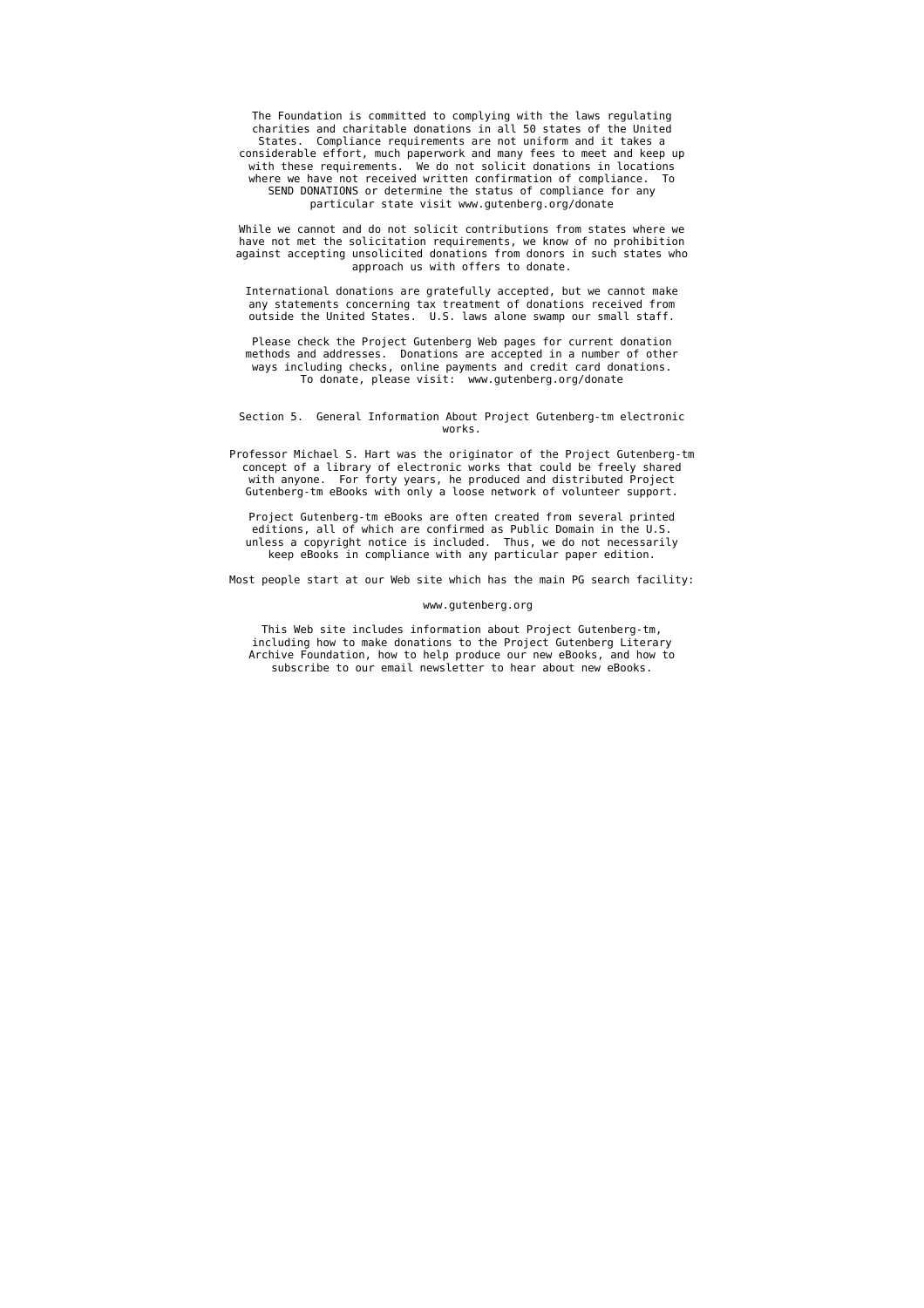The Foundation is committed to complying with the laws regulating charities and charitable donations in all 50 states of the United States. Compliance requirements are not uniform and it takes a considerable effort, much paperwork and many fees to meet and keep up with these requirements. We do not solicit donations in locations where we have not received written confirmation of compliance. To SEND DONATIONS or determine the status of compliance for any particular state visit www.gutenberg.org/donate

While we cannot and do not solicit contributions from states where we have not met the solicitation requirements, we know of no prohibition against accepting unsolicited donations from donors in such states who approach us with offers to donate.

International donations are gratefully accepted, but we cannot make any statements concerning tax treatment of donations received from outside the United States. U.S. laws alone swamp our small staff.

Please check the Project Gutenberg Web pages for current donation methods and addresses. Donations are accepted in a number of other ways including checks, online payments and credit card donations. To donate, please visit: www.gutenberg.org/donate

Section 5. General Information About Project Gutenberg-tm electronic works.

Professor Michael S. Hart was the originator of the Project Gutenberg-tm concept of a library of electronic works that could be freely shared with anyone. For forty years, he produced and distributed Project Gutenberg-tm eBooks with only a loose network of volunteer support.

Project Gutenberg-tm eBooks are often created from several printed editions, all of which are confirmed as Public Domain in the U.S. unless a copyright notice is included. Thus, we do not necessarily keep eBooks in compliance with any particular paper edition.

Most people start at our Web site which has the main PG search facility:

www.gutenberg.org

This Web site includes information about Project Gutenberg-tm, including how to make donations to the Project Gutenberg Literary Archive Foundation, how to help produce our new eBooks, and how to subscribe to our email newsletter to hear about new eBooks.